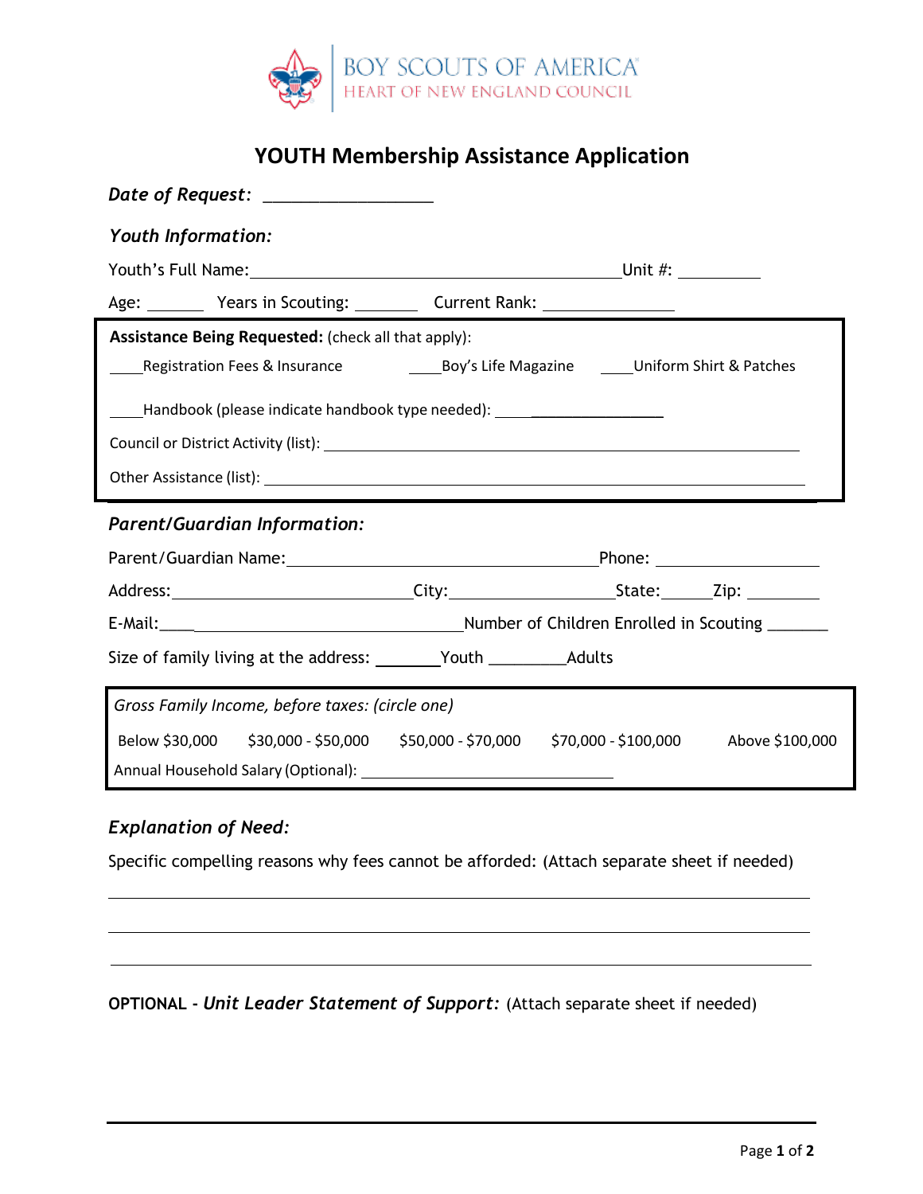BOY SCOUTS OF AMERICA
HEART OF NEW ENGLAND COUNCIL

# YOUTH Membership Assistance Application

***Date of Request:*** ___________________

***Youth Information:***

Youth's Full Name:_________________________________________Unit #: _________

Age: ______ Years in Scouting: _______ Current Rank: ______________

**Assistance Being Requested:** (check all that apply):

____Registration Fees & Insurance ____Boy's Life Magazine ____Uniform Shirt & Patches

____Handbook (please indicate handbook type needed): ____________________

Council or District Activity (list): ______________________________________________________

Other Assistance (list): ______________________________________________________________

***Parent/Guardian Information:***

Parent/Guardian Name:__________________________________Phone: __________________

Address:___________________________City:__________________State:_____Zip: ________

E-Mail:______________________________Number of Children Enrolled in Scouting _______

Size of family living at the address: _______Youth ________Adults

*Gross Family Income, before taxes: (circle one)*

Below $30,000 $30,000 - $50,000 $50,000 - $70,000 $70,000 - $100,000 Above $100,000

Annual Household Salary (Optional): ____________________________

***Explanation of Need:***

Specific compelling reasons why fees cannot be afforded: (Attach separate sheet if needed)

_____________________________________________________________________________

_____________________________________________________________________________

_____________________________________________________________________________

**OPTIONAL -** ***Unit Leader Statement of Support:*** (Attach separate sheet if needed)

_____________________________________________________________________________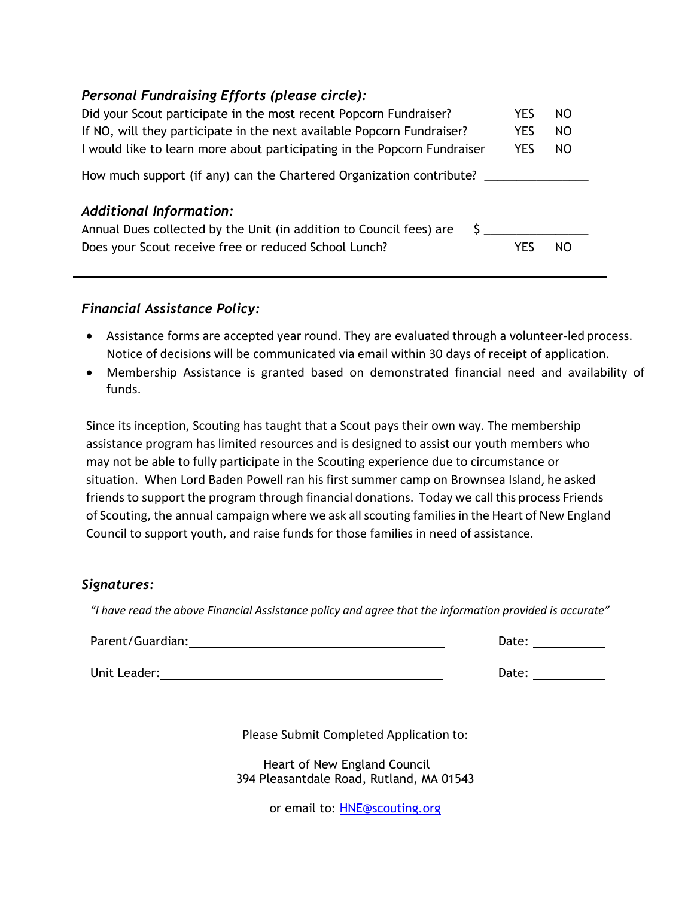### *Personal Fundraising Efforts (please circle):*

| | | |
|---|---|---|
| Did your Scout participate in the most recent Popcorn Fundraiser? | YES | NO |
| If NO, will they participate in the next available Popcorn Fundraiser? | YES | NO |
| I would like to learn more about participating in the Popcorn Fundraiser | YES | NO |

How much support (if any) can the Chartered Organization contribute? _______________

### *Additional Information:*

Annual Dues collected by the Unit (in addition to Council fees) are $ _______________

Does your Scout receive free or reduced School Lunch? YES NO

---

### *Financial Assistance Policy:*

- Assistance forms are accepted year round. They are evaluated through a volunteer-led process. Notice of decisions will be communicated via email within 30 days of receipt of application.
- Membership Assistance is granted based on demonstrated financial need and availability of funds.

Since its inception, Scouting has taught that a Scout pays their own way. The membership assistance program has limited resources and is designed to assist our youth members who may not be able to fully participate in the Scouting experience due to circumstance or situation. When Lord Baden Powell ran his first summer camp on Brownsea Island, he asked friends to support the program through financial donations. Today we call this process Friends of Scouting, the annual campaign where we ask all scouting families in the Heart of New England Council to support youth, and raise funds for those families in need of assistance.

### *Signatures:*

*"I have read the above Financial Assistance policy and agree that the information provided is accurate"*

Parent/Guardian: ________________________________________ Date: __________

Unit Leader: ________________________________________ Date: __________

Please Submit Completed Application to:

Heart of New England Council
394 Pleasantdale Road, Rutland, MA 01543

or email to: HNE@scouting.org